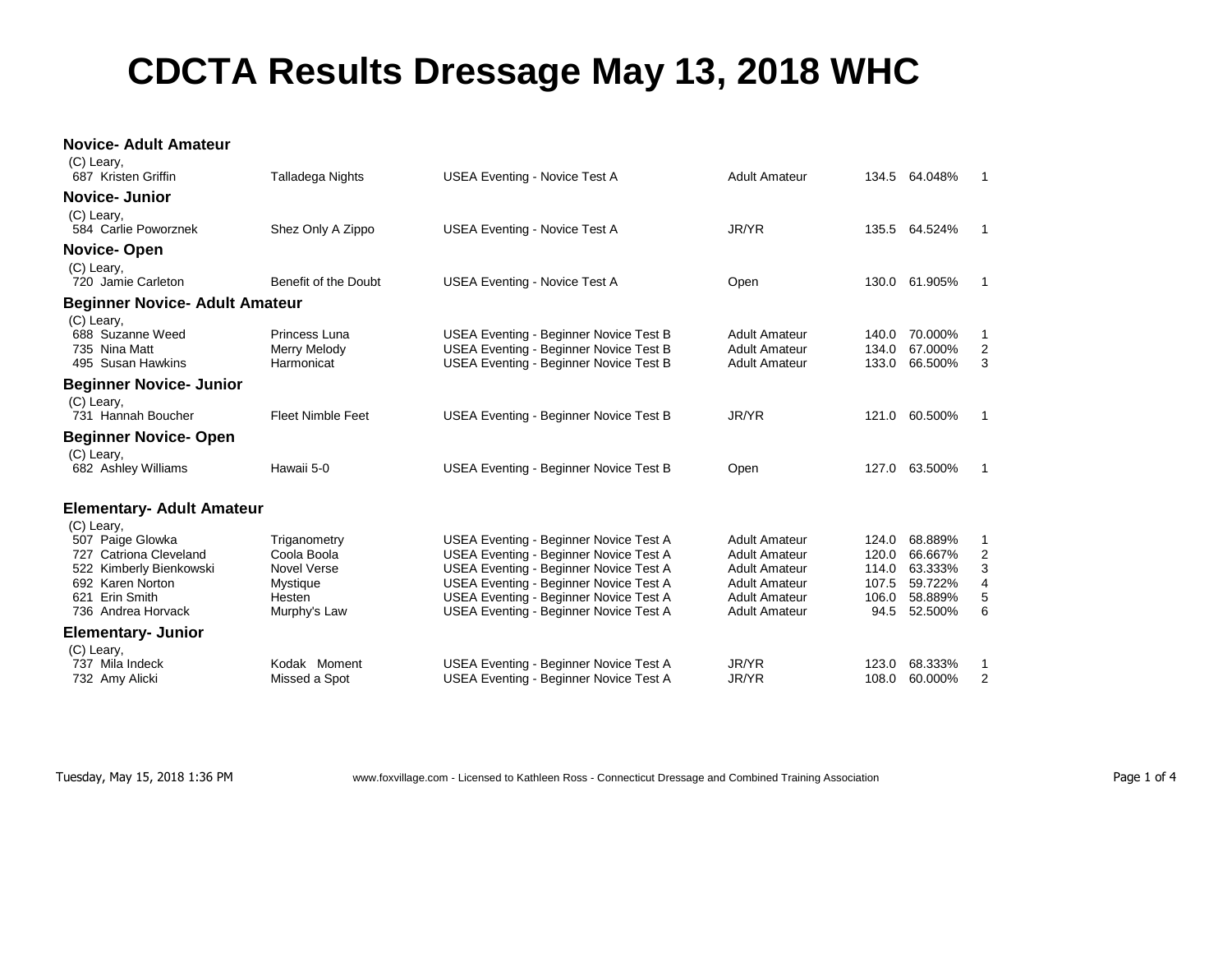# CDCTA Results Dressage May 13, 2018 WHC

### Novice- Adult Amateur

(C) Leary,

| No. | Rider | Horse | Test | Division | Score | Percent | Place |
|---|---|---|---|---|---|---|---|
| 687 | Kristen Griffin | Talladega Nights | USEA Eventing - Novice Test A | Adult Amateur | 134.5 | 64.048% | 1 |

### Novice- Junior

(C) Leary,

| No. | Rider | Horse | Test | Division | Score | Percent | Place |
|---|---|---|---|---|---|---|---|
| 584 | Carlie Poworznek | Shez Only A Zippo | USEA Eventing - Novice Test A | JR/YR | 135.5 | 64.524% | 1 |

### Novice- Open

(C) Leary,

| No. | Rider | Horse | Test | Division | Score | Percent | Place |
|---|---|---|---|---|---|---|---|
| 720 | Jamie Carleton | Benefit of the Doubt | USEA Eventing - Novice Test A | Open | 130.0 | 61.905% | 1 |

### Beginner Novice- Adult Amateur

(C) Leary,

| No. | Rider | Horse | Test | Division | Score | Percent | Place |
|---|---|---|---|---|---|---|---|
| 688 | Suzanne Weed | Princess Luna | USEA Eventing - Beginner Novice Test B | Adult Amateur | 140.0 | 70.000% | 1 |
| 735 | Nina Matt | Merry Melody | USEA Eventing - Beginner Novice Test B | Adult Amateur | 134.0 | 67.000% | 2 |
| 495 | Susan Hawkins | Harmonicat | USEA Eventing - Beginner Novice Test B | Adult Amateur | 133.0 | 66.500% | 3 |

### Beginner Novice- Junior

(C) Leary,

| No. | Rider | Horse | Test | Division | Score | Percent | Place |
|---|---|---|---|---|---|---|---|
| 731 | Hannah Boucher | Fleet Nimble Feet | USEA Eventing - Beginner Novice Test B | JR/YR | 121.0 | 60.500% | 1 |

### Beginner Novice- Open

(C) Leary,

| No. | Rider | Horse | Test | Division | Score | Percent | Place |
|---|---|---|---|---|---|---|---|
| 682 | Ashley Williams | Hawaii 5-0 | USEA Eventing - Beginner Novice Test B | Open | 127.0 | 63.500% | 1 |

### Elementary- Adult Amateur

(C) Leary,

| No. | Rider | Horse | Test | Division | Score | Percent | Place |
|---|---|---|---|---|---|---|---|
| 507 | Paige Glowka | Triganometry | USEA Eventing - Beginner Novice Test A | Adult Amateur | 124.0 | 68.889% | 1 |
| 727 | Catriona Cleveland | Coola Boola | USEA Eventing - Beginner Novice Test A | Adult Amateur | 120.0 | 66.667% | 2 |
| 522 | Kimberly Bienkowski | Novel Verse | USEA Eventing - Beginner Novice Test A | Adult Amateur | 114.0 | 63.333% | 3 |
| 692 | Karen Norton | Mystique | USEA Eventing - Beginner Novice Test A | Adult Amateur | 107.5 | 59.722% | 4 |
| 621 | Erin Smith | Hesten | USEA Eventing - Beginner Novice Test A | Adult Amateur | 106.0 | 58.889% | 5 |
| 736 | Andrea Horvack | Murphy's Law | USEA Eventing - Beginner Novice Test A | Adult Amateur | 94.5 | 52.500% | 6 |

### Elementary- Junior

(C) Leary,

| No. | Rider | Horse | Test | Division | Score | Percent | Place |
|---|---|---|---|---|---|---|---|
| 737 | Mila Indeck | Kodak Moment | USEA Eventing - Beginner Novice Test A | JR/YR | 123.0 | 68.333% | 1 |
| 732 | Amy Alicki | Missed a Spot | USEA Eventing - Beginner Novice Test A | JR/YR | 108.0 | 60.000% | 2 |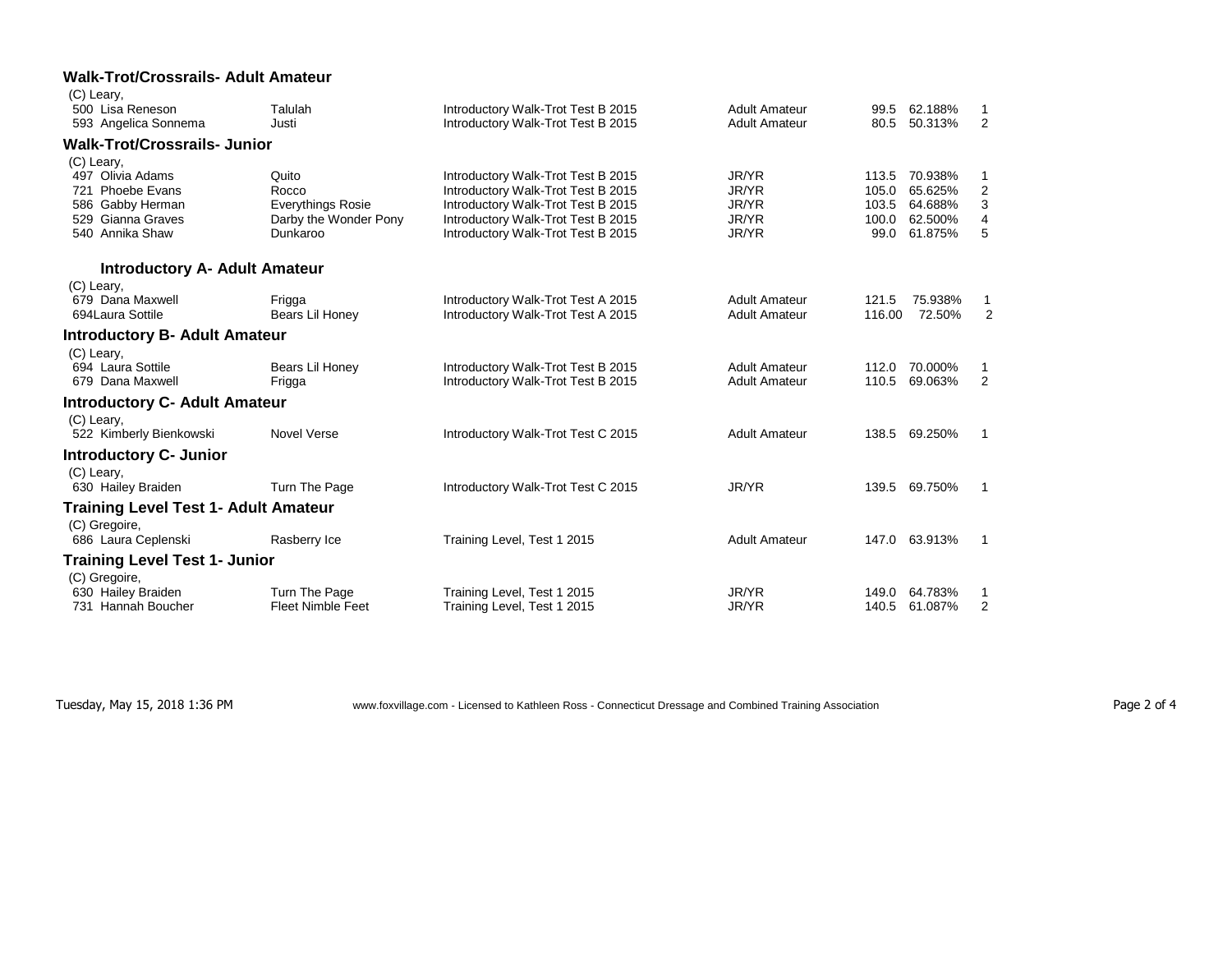### Walk-Trot/Crossrails- Adult Amateur

(C) Leary,

| No. | Rider | Horse | Test | Division | Score | Percent | Place |
|---|---|---|---|---|---|---|---|
| 500 | Lisa Reneson | Talulah | Introductory Walk-Trot Test B 2015 | Adult Amateur | 99.5 | 62.188% | 1 |
| 593 | Angelica Sonnema | Justi | Introductory Walk-Trot Test B 2015 | Adult Amateur | 80.5 | 50.313% | 2 |

### Walk-Trot/Crossrails- Junior

(C) Leary,

| No. | Rider | Horse | Test | Division | Score | Percent | Place |
|---|---|---|---|---|---|---|---|
| 497 | Olivia Adams | Quito | Introductory Walk-Trot Test B 2015 | JR/YR | 113.5 | 70.938% | 1 |
| 721 | Phoebe Evans | Rocco | Introductory Walk-Trot Test B 2015 | JR/YR | 105.0 | 65.625% | 2 |
| 586 | Gabby Herman | Everythings Rosie | Introductory Walk-Trot Test B 2015 | JR/YR | 103.5 | 64.688% | 3 |
| 529 | Gianna Graves | Darby the Wonder Pony | Introductory Walk-Trot Test B 2015 | JR/YR | 100.0 | 62.500% | 4 |
| 540 | Annika Shaw | Dunkaroo | Introductory Walk-Trot Test B 2015 | JR/YR | 99.0 | 61.875% | 5 |

### Introductory A- Adult Amateur

(C) Leary,

| No. | Rider | Horse | Test | Division | Score | Percent | Place |
|---|---|---|---|---|---|---|---|
| 679 | Dana Maxwell | Frigga | Introductory Walk-Trot Test A 2015 | Adult Amateur | 121.5 | 75.938% | 1 |
| 694 | Laura Sottile | Bears Lil Honey | Introductory Walk-Trot Test A 2015 | Adult Amateur | 116.00 | 72.50% | 2 |

### Introductory B- Adult Amateur

(C) Leary,

| No. | Rider | Horse | Test | Division | Score | Percent | Place |
|---|---|---|---|---|---|---|---|
| 694 | Laura Sottile | Bears Lil Honey | Introductory Walk-Trot Test B 2015 | Adult Amateur | 112.0 | 70.000% | 1 |
| 679 | Dana Maxwell | Frigga | Introductory Walk-Trot Test B 2015 | Adult Amateur | 110.5 | 69.063% | 2 |

### Introductory C- Adult Amateur

(C) Leary,

| No. | Rider | Horse | Test | Division | Score | Percent | Place |
|---|---|---|---|---|---|---|---|
| 522 | Kimberly Bienkowski | Novel Verse | Introductory Walk-Trot Test C 2015 | Adult Amateur | 138.5 | 69.250% | 1 |

### Introductory C- Junior

(C) Leary,

| No. | Rider | Horse | Test | Division | Score | Percent | Place |
|---|---|---|---|---|---|---|---|
| 630 | Hailey Braiden | Turn The Page | Introductory Walk-Trot Test C 2015 | JR/YR | 139.5 | 69.750% | 1 |

### Training Level Test 1- Adult Amateur

(C) Gregoire,

| No. | Rider | Horse | Test | Division | Score | Percent | Place |
|---|---|---|---|---|---|---|---|
| 686 | Laura Ceplenski | Rasberry Ice | Training Level, Test 1 2015 | Adult Amateur | 147.0 | 63.913% | 1 |

### Training Level Test 1- Junior

(C) Gregoire,

| No. | Rider | Horse | Test | Division | Score | Percent | Place |
|---|---|---|---|---|---|---|---|
| 630 | Hailey Braiden | Turn The Page | Training Level, Test 1 2015 | JR/YR | 149.0 | 64.783% | 1 |
| 731 | Hannah Boucher | Fleet Nimble Feet | Training Level, Test 1 2015 | JR/YR | 140.5 | 61.087% | 2 |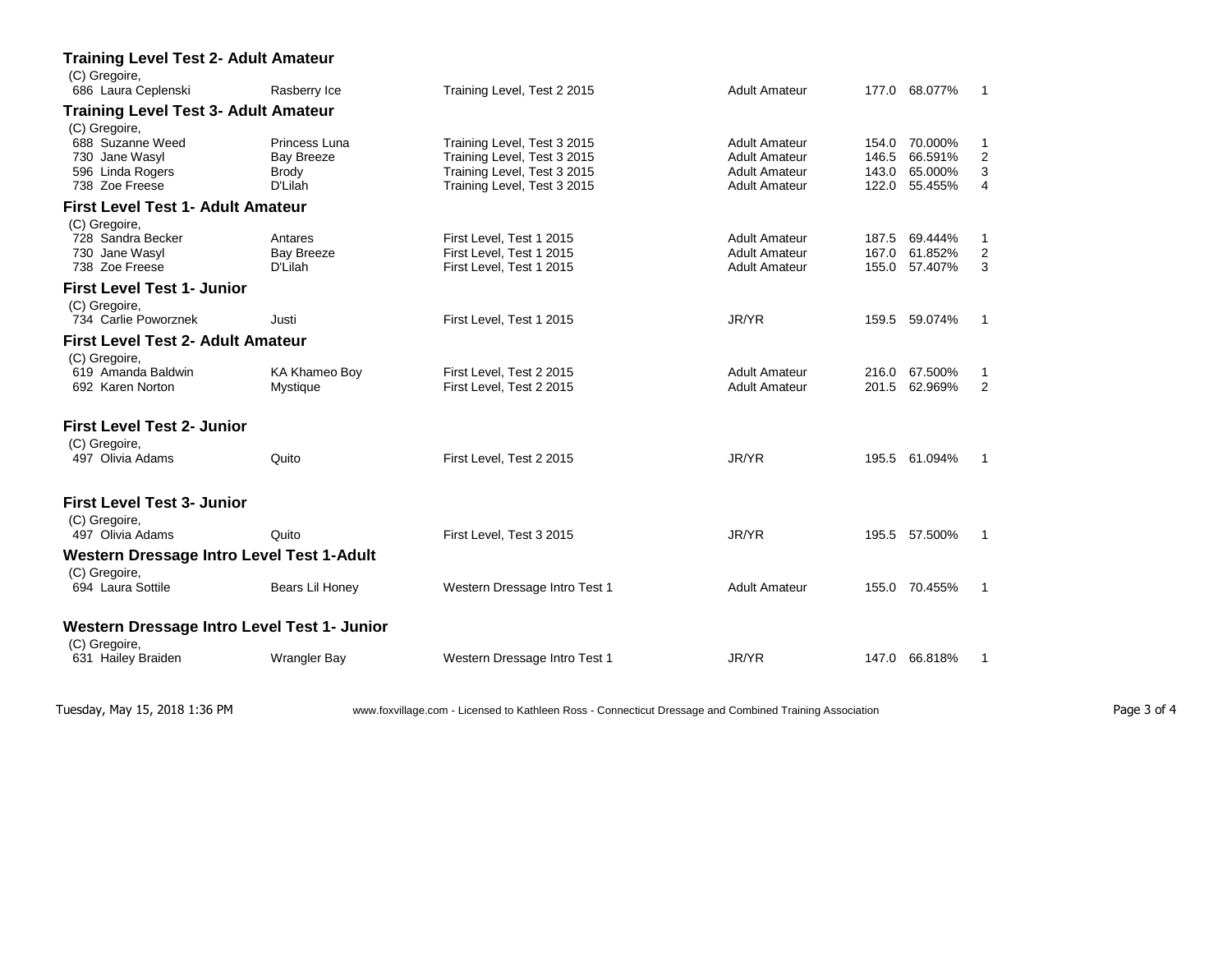### Training Level Test 2- Adult Amateur

(C) Gregoire,

| No. | Rider | Horse | Test | Division | Score | Percent | Place |
|---|---|---|---|---|---|---|---|
| 686 | Laura Ceplenski | Rasberry Ice | Training Level, Test 2 2015 | Adult Amateur | 177.0 | 68.077% | 1 |

### Training Level Test 3- Adult Amateur

(C) Gregoire,

| No. | Rider | Horse | Test | Division | Score | Percent | Place |
|---|---|---|---|---|---|---|---|
| 688 | Suzanne Weed | Princess Luna | Training Level, Test 3 2015 | Adult Amateur | 154.0 | 70.000% | 1 |
| 730 | Jane Wasyl | Bay Breeze | Training Level, Test 3 2015 | Adult Amateur | 146.5 | 66.591% | 2 |
| 596 | Linda Rogers | Brody | Training Level, Test 3 2015 | Adult Amateur | 143.0 | 65.000% | 3 |
| 738 | Zoe Freese | D'Lilah | Training Level, Test 3 2015 | Adult Amateur | 122.0 | 55.455% | 4 |

### First Level Test 1- Adult Amateur

(C) Gregoire,

| No. | Rider | Horse | Test | Division | Score | Percent | Place |
|---|---|---|---|---|---|---|---|
| 728 | Sandra Becker | Antares | First Level, Test 1 2015 | Adult Amateur | 187.5 | 69.444% | 1 |
| 730 | Jane Wasyl | Bay Breeze | First Level, Test 1 2015 | Adult Amateur | 167.0 | 61.852% | 2 |
| 738 | Zoe Freese | D'Lilah | First Level, Test 1 2015 | Adult Amateur | 155.0 | 57.407% | 3 |

### First Level Test 1- Junior

(C) Gregoire,

| No. | Rider | Horse | Test | Division | Score | Percent | Place |
|---|---|---|---|---|---|---|---|
| 734 | Carlie Poworznek | Justi | First Level, Test 1 2015 | JR/YR | 159.5 | 59.074% | 1 |

### First Level Test 2- Adult Amateur

(C) Gregoire,

| No. | Rider | Horse | Test | Division | Score | Percent | Place |
|---|---|---|---|---|---|---|---|
| 619 | Amanda Baldwin | KA Khameo Boy | First Level, Test 2 2015 | Adult Amateur | 216.0 | 67.500% | 1 |
| 692 | Karen Norton | Mystique | First Level, Test 2 2015 | Adult Amateur | 201.5 | 62.969% | 2 |

### First Level Test 2- Junior

(C) Gregoire,

| No. | Rider | Horse | Test | Division | Score | Percent | Place |
|---|---|---|---|---|---|---|---|
| 497 | Olivia Adams | Quito | First Level, Test 2 2015 | JR/YR | 195.5 | 61.094% | 1 |

### First Level Test 3- Junior

(C) Gregoire,

| No. | Rider | Horse | Test | Division | Score | Percent | Place |
|---|---|---|---|---|---|---|---|
| 497 | Olivia Adams | Quito | First Level, Test 3 2015 | JR/YR | 195.5 | 57.500% | 1 |

### Western Dressage Intro Level Test 1-Adult

(C) Gregoire,

| No. | Rider | Horse | Test | Division | Score | Percent | Place |
|---|---|---|---|---|---|---|---|
| 694 | Laura Sottile | Bears Lil Honey | Western Dressage Intro Test 1 | Adult Amateur | 155.0 | 70.455% | 1 |

### Western Dressage Intro Level Test 1- Junior

(C) Gregoire,

| No. | Rider | Horse | Test | Division | Score | Percent | Place |
|---|---|---|---|---|---|---|---|
| 631 | Hailey Braiden | Wrangler Bay | Western Dressage Intro Test 1 | JR/YR | 147.0 | 66.818% | 1 |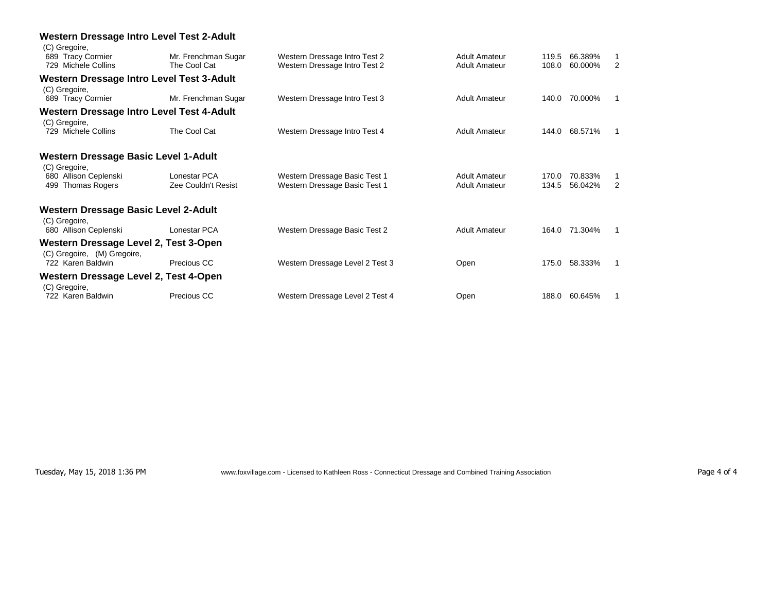**Western Dressage Intro Level Test 2-Adult**

(C) Gregoire,

| | | | | | | |
|---|---|---|---|---|---|---|
| 689 Tracy Cormier | Mr. Frenchman Sugar | Western Dressage Intro Test 2 | Adult Amateur | 119.5 | 66.389% | 1 |
| 729 Michele Collins | The Cool Cat | Western Dressage Intro Test 2 | Adult Amateur | 108.0 | 60.000% | 2 |

**Western Dressage Intro Level Test 3-Adult**

(C) Gregoire,

| | | | | | | |
|---|---|---|---|---|---|---|
| 689 Tracy Cormier | Mr. Frenchman Sugar | Western Dressage Intro Test 3 | Adult Amateur | 140.0 | 70.000% | 1 |

**Western Dressage Intro Level Test 4-Adult**

(C) Gregoire,

| | | | | | | |
|---|---|---|---|---|---|---|
| 729 Michele Collins | The Cool Cat | Western Dressage Intro Test 4 | Adult Amateur | 144.0 | 68.571% | 1 |

**Western Dressage Basic Level 1-Adult**

(C) Gregoire,

| | | | | | | |
|---|---|---|---|---|---|---|
| 680 Allison Ceplenski | Lonestar PCA | Western Dressage Basic Test 1 | Adult Amateur | 170.0 | 70.833% | 1 |
| 499 Thomas Rogers | Zee Couldn't Resist | Western Dressage Basic Test 1 | Adult Amateur | 134.5 | 56.042% | 2 |

**Western Dressage Basic Level 2-Adult**

(C) Gregoire,

| | | | | | | |
|---|---|---|---|---|---|---|
| 680 Allison Ceplenski | Lonestar PCA | Western Dressage Basic Test 2 | Adult Amateur | 164.0 | 71.304% | 1 |

**Western Dressage Level 2, Test 3-Open**

(C) Gregoire, (M) Gregoire,

| | | | | | | |
|---|---|---|---|---|---|---|
| 722 Karen Baldwin | Precious CC | Western Dressage Level 2 Test 3 | Open | 175.0 | 58.333% | 1 |

**Western Dressage Level 2, Test 4-Open**

(C) Gregoire,

| | | | | | | |
|---|---|---|---|---|---|---|
| 722 Karen Baldwin | Precious CC | Western Dressage Level 2 Test 4 | Open | 188.0 | 60.645% | 1 |

Tuesday, May 15, 2018 1:36 PM

www.foxvillage.com - Licensed to Kathleen Ross - Connecticut Dressage and Combined Training Association